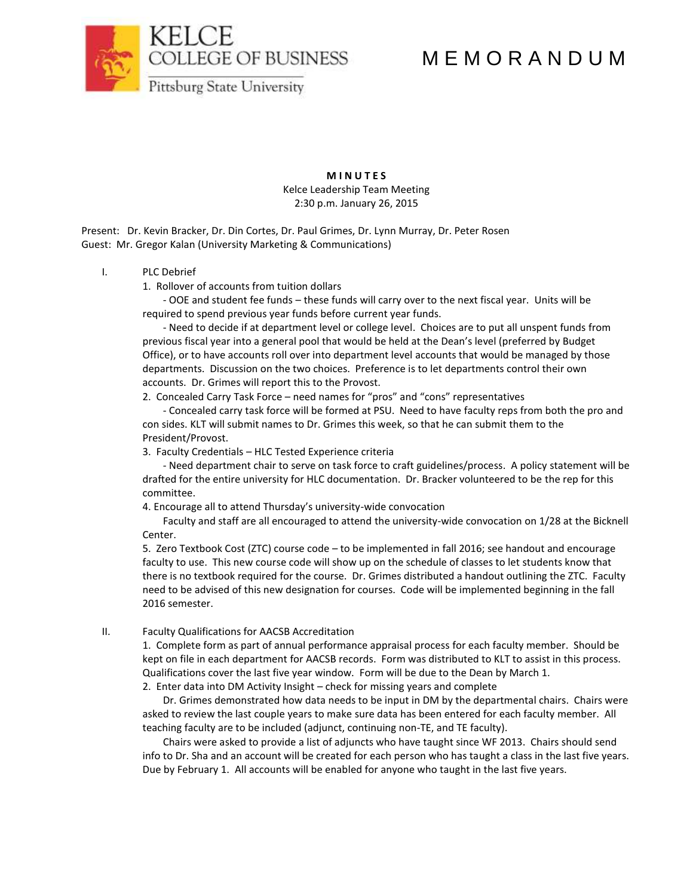KELCE COLLEGE OF BUSINESS
Pittsburg State University

# M E M O R A N D U M

**M I N U T E S**
Kelce Leadership Team Meeting
2:30 p.m. January 26, 2015

Present: Dr. Kevin Bracker, Dr. Din Cortes, Dr. Paul Grimes, Dr. Lynn Murray, Dr. Peter Rosen
Guest: Mr. Gregor Kalan (University Marketing & Communications)

I. PLC Debrief

1. Rollover of accounts from tuition dollars

   - OOE and student fee funds – these funds will carry over to the next fiscal year. Units will be required to spend previous year funds before current year funds.

   - Need to decide if at department level or college level. Choices are to put all unspent funds from previous fiscal year into a general pool that would be held at the Dean's level (preferred by Budget Office), or to have accounts roll over into department level accounts that would be managed by those departments. Discussion on the two choices. Preference is to let departments control their own accounts. Dr. Grimes will report this to the Provost.

2. Concealed Carry Task Force – need names for "pros" and "cons" representatives

   - Concealed carry task force will be formed at PSU. Need to have faculty reps from both the pro and con sides. KLT will submit names to Dr. Grimes this week, so that he can submit them to the President/Provost.

3. Faculty Credentials – HLC Tested Experience criteria

   - Need department chair to serve on task force to craft guidelines/process. A policy statement will be drafted for the entire university for HLC documentation. Dr. Bracker volunteered to be the rep for this committee.

4. Encourage all to attend Thursday's university-wide convocation

   Faculty and staff are all encouraged to attend the university-wide convocation on 1/28 at the Bicknell Center.

5. Zero Textbook Cost (ZTC) course code – to be implemented in fall 2016; see handout and encourage faculty to use. This new course code will show up on the schedule of classes to let students know that there is no textbook required for the course. Dr. Grimes distributed a handout outlining the ZTC. Faculty need to be advised of this new designation for courses. Code will be implemented beginning in the fall 2016 semester.

II. Faculty Qualifications for AACSB Accreditation

1. Complete form as part of annual performance appraisal process for each faculty member. Should be kept on file in each department for AACSB records. Form was distributed to KLT to assist in this process. Qualifications cover the last five year window. Form will be due to the Dean by March 1.

2. Enter data into DM Activity Insight – check for missing years and complete

   Dr. Grimes demonstrated how data needs to be input in DM by the departmental chairs. Chairs were asked to review the last couple years to make sure data has been entered for each faculty member. All teaching faculty are to be included (adjunct, continuing non-TE, and TE faculty).

   Chairs were asked to provide a list of adjuncts who have taught since WF 2013. Chairs should send info to Dr. Sha and an account will be created for each person who has taught a class in the last five years. Due by February 1. All accounts will be enabled for anyone who taught in the last five years.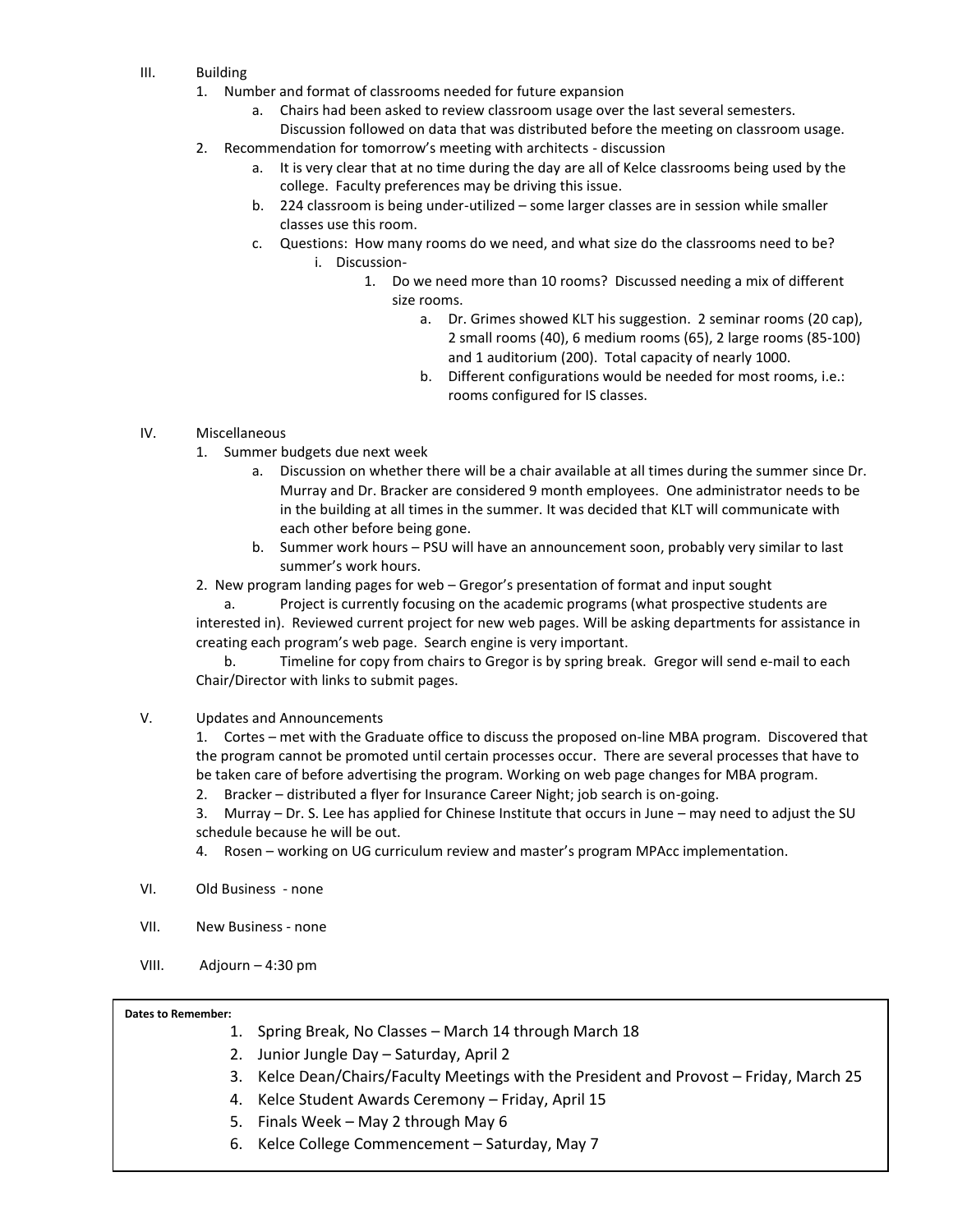III. Building

1. Number and format of classrooms needed for future expansion
   a. Chairs had been asked to review classroom usage over the last several semesters. Discussion followed on data that was distributed before the meeting on classroom usage.
2. Recommendation for tomorrow's meeting with architects - discussion
   a. It is very clear that at no time during the day are all of Kelce classrooms being used by the college. Faculty preferences may be driving this issue.
   b. 224 classroom is being under-utilized – some larger classes are in session while smaller classes use this room.
   c. Questions: How many rooms do we need, and what size do the classrooms need to be?
      i. Discussion-
         1. Do we need more than 10 rooms? Discussed needing a mix of different size rooms.
            a. Dr. Grimes showed KLT his suggestion. 2 seminar rooms (20 cap), 2 small rooms (40), 6 medium rooms (65), 2 large rooms (85-100) and 1 auditorium (200). Total capacity of nearly 1000.
            b. Different configurations would be needed for most rooms, i.e.: rooms configured for IS classes.

IV. Miscellaneous

1. Summer budgets due next week
   a. Discussion on whether there will be a chair available at all times during the summer since Dr. Murray and Dr. Bracker are considered 9 month employees. One administrator needs to be in the building at all times in the summer. It was decided that KLT will communicate with each other before being gone.
   b. Summer work hours – PSU will have an announcement soon, probably very similar to last summer's work hours.
2. New program landing pages for web – Gregor's presentation of format and input sought
   a. Project is currently focusing on the academic programs (what prospective students are interested in). Reviewed current project for new web pages. Will be asking departments for assistance in creating each program's web page. Search engine is very important.
   b. Timeline for copy from chairs to Gregor is by spring break. Gregor will send e-mail to each Chair/Director with links to submit pages.

V. Updates and Announcements

1. Cortes – met with the Graduate office to discuss the proposed on-line MBA program. Discovered that the program cannot be promoted until certain processes occur. There are several processes that have to be taken care of before advertising the program. Working on web page changes for MBA program.
2. Bracker – distributed a flyer for Insurance Career Night; job search is on-going.
3. Murray – Dr. S. Lee has applied for Chinese Institute that occurs in June – may need to adjust the SU schedule because he will be out.
4. Rosen – working on UG curriculum review and master's program MPAcc implementation.

VI. Old Business - none

VII. New Business - none

VIII. Adjourn – 4:30 pm

**Dates to Remember:**

1. Spring Break, No Classes – March 14 through March 18
2. Junior Jungle Day – Saturday, April 2
3. Kelce Dean/Chairs/Faculty Meetings with the President and Provost – Friday, March 25
4. Kelce Student Awards Ceremony – Friday, April 15
5. Finals Week – May 2 through May 6
6. Kelce College Commencement – Saturday, May 7